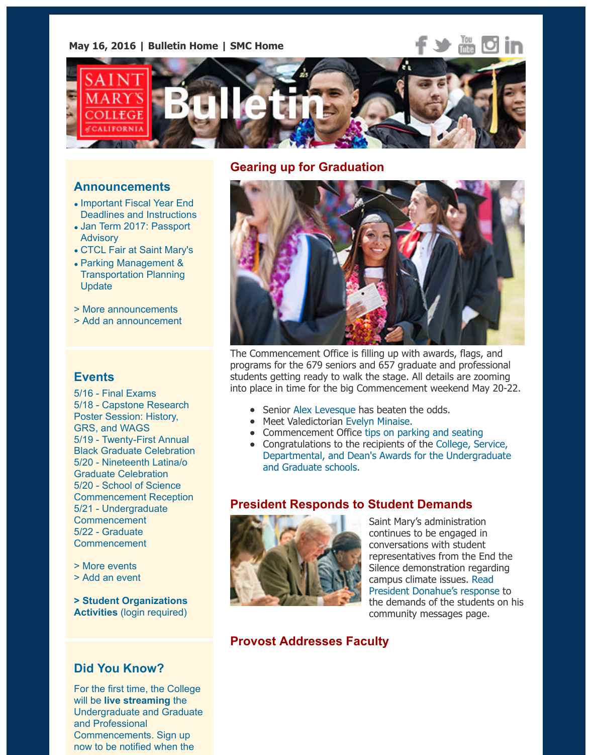May 16, 2016 | Bulletin Home | SMC Home

# Saint Mary's College of California Bulletin

## Gearing up for Graduation

The Commencement Office is filling up with awards, flags, and programs for the 679 seniors and 657 graduate and professional students getting ready to walk the stage. All details are zooming into place in time for the big Commencement weekend May 20-22.

- Senior Alex Levesque has beaten the odds.
- Meet Valedictorian Evelyn Minaise.
- Commencement Office tips on parking and seating
- Congratulations to the recipients of the College, Service, Departmental, and Dean's Awards for the Undergraduate and Graduate schools.

## President Responds to Student Demands

Saint Mary's administration continues to be engaged in conversations with student representatives from the End the Silence demonstration regarding campus climate issues. Read President Donahue's response to the demands of the students on his community messages page.

## Provost Addresses Faculty

## Announcements

- Important Fiscal Year End Deadlines and Instructions
- Jan Term 2017: Passport Advisory
- CTCL Fair at Saint Mary's
- Parking Management & Transportation Planning Update

> More announcements
> Add an announcement

## Events

5/16 - Final Exams
5/18 - Capstone Research Poster Session: History, GRS, and WAGS
5/19 - Twenty-First Annual Black Graduate Celebration
5/20 - Nineteenth Latina/o Graduate Celebration
5/20 - School of Science Commencement Reception
5/21 - Undergraduate Commencement
5/22 - Graduate Commencement

> More events
> Add an event

**> Student Organizations Activities** (login required)

## Did You Know?

For the first time, the College will be **live streaming** the Undergraduate and Graduate and Professional Commencements. Sign up now to be notified when the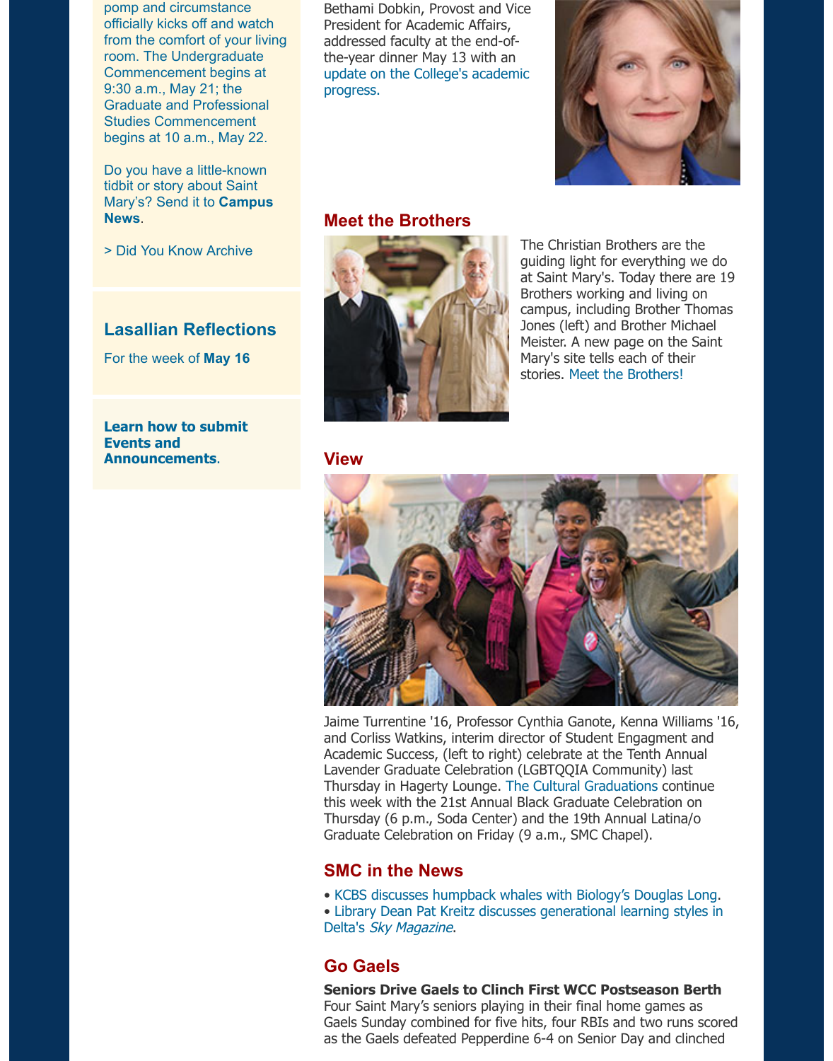pomp and circumstance officially kicks off and watch from the comfort of your living room. The Undergraduate Commencement begins at 9:30 a.m., May 21; the Graduate and Professional Studies Commencement begins at 10 a.m., May 22.

Do you have a little-known tidbit or story about Saint Mary's? Send it to **Campus News**.

> Did You Know Archive

## Lasallian Reflections

For the week of **May 16**

**Learn how to submit Events and Announcements.**

Bethami Dobkin, Provost and Vice President for Academic Affairs, addressed faculty at the end-of-the-year dinner May 13 with an update on the College's academic progress.

## Meet the Brothers

The Christian Brothers are the guiding light for everything we do at Saint Mary's. Today there are 19 Brothers working and living on campus, including Brother Thomas Jones (left) and Brother Michael Meister. A new page on the Saint Mary's site tells each of their stories. Meet the Brothers!

## View

Jaime Turrentine '16, Professor Cynthia Ganote, Kenna Williams '16, and Corliss Watkins, interim director of Student Engagment and Academic Success, (left to right) celebrate at the Tenth Annual Lavender Graduate Celebration (LGBTQQIA Community) last Thursday in Hagerty Lounge. The Cultural Graduations continue this week with the 21st Annual Black Graduate Celebration on Thursday (6 p.m., Soda Center) and the 19th Annual Latina/o Graduate Celebration on Friday (9 a.m., SMC Chapel).

## SMC in the News

- KCBS discusses humpback whales with Biology's Douglas Long.
- Library Dean Pat Kreitz discusses generational learning styles in Delta's *Sky Magazine*.

## Go Gaels

**Seniors Drive Gaels to Clinch First WCC Postseason Berth**
Four Saint Mary's seniors playing in their final home games as Gaels Sunday combined for five hits, four RBIs and two runs scored as the Gaels defeated Pepperdine 6-4 on Senior Day and clinched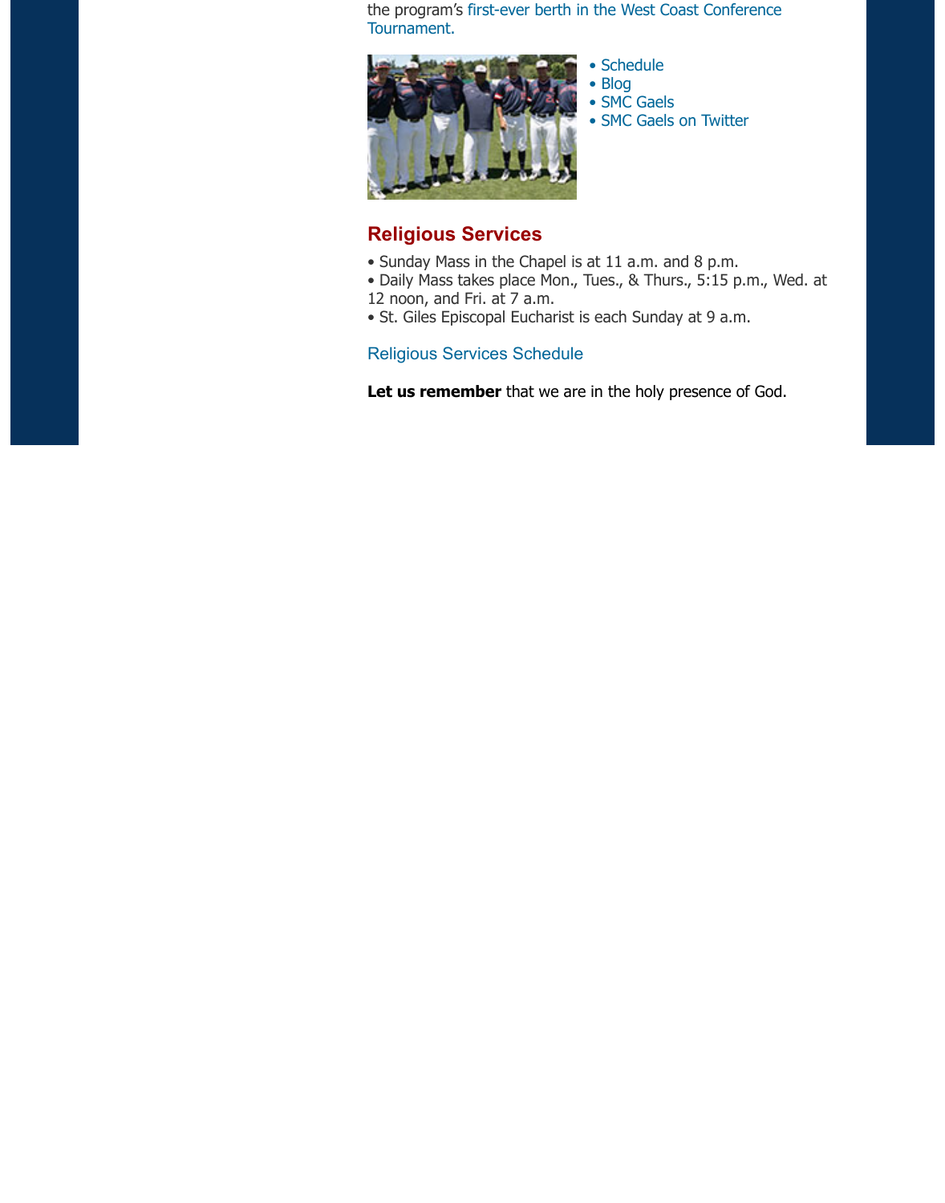the program's first-ever berth in the West Coast Conference Tournament.

- Schedule
- Blog
- SMC Gaels
- SMC Gaels on Twitter

## Religious Services

- Sunday Mass in the Chapel is at 11 a.m. and 8 p.m.
- Daily Mass takes place Mon., Tues., & Thurs., 5:15 p.m., Wed. at 12 noon, and Fri. at 7 a.m.
- St. Giles Episcopal Eucharist is each Sunday at 9 a.m.

Religious Services Schedule

**Let us remember** that we are in the holy presence of God.